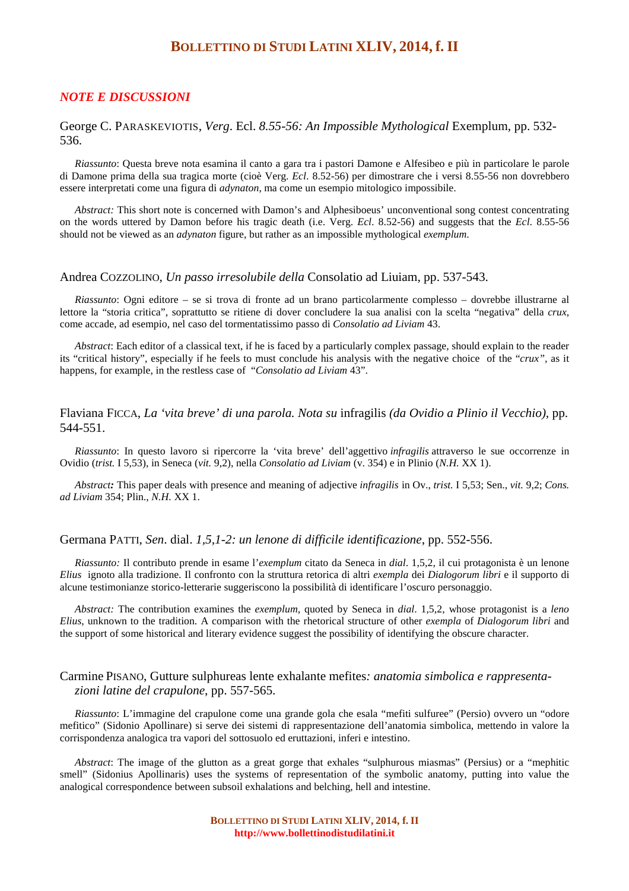## *NOTE E DISCUSSIONI*

### George C. Paraskeviotis, *Verg*. Ecl. *8.55-56: An Impossible Mythological* Exemplum, pp. 532-536.

*Riassunto*: Questa breve nota esamina il canto a gara tra i pastori Damone e Alfesibeo e più in particolare le parole di Damone prima della sua tragica morte (cioè Verg. *Ecl*. 8.52-56) per dimostrare che i versi 8.55-56 non dovrebbero essere interpretati come una figura di *adynaton*, ma come un esempio mitologico impossibile.

*Abstract:* This short note is concerned with Damon's and Alphesiboeus' unconventional song contest concentrating on the words uttered by Damon before his tragic death (i.e. Verg. *Ecl*. 8.52-56) and suggests that the *Ecl*. 8.55-56 should not be viewed as an *adynaton* figure, but rather as an impossible mythological *exemplum*.

### Andrea Cozzolino, *Un passo irresolubile della* Consolatio ad Liuiam, pp. 537-543.

*Riassunto*: Ogni editore – se si trova di fronte ad un brano particolarmente complesso – dovrebbe illustrarne al lettore la "storia critica", soprattutto se ritiene di dover concludere la sua analisi con la scelta "negativa" della *crux*, come accade, ad esempio, nel caso del tormentatissimo passo di *Consolatio ad Liviam* 43.

*Abstract*: Each editor of a classical text, if he is faced by a particularly complex passage, should explain to the reader its "critical history", especially if he feels to must conclude his analysis with the negative choice of the "*crux"*, as it happens, for example, in the restless case of "*Consolatio ad Liviam* 43".

### Flaviana Ficca, *La 'vita breve' di una parola. Nota su* infragilis *(da Ovidio a Plinio il Vecchio)*, pp. 544-551.

*Riassunto*: In questo lavoro si ripercorre la 'vita breve' dell'aggettivo *infragilis* attraverso le sue occorrenze in Ovidio (*trist.* I 5,53), in Seneca (*vit.* 9,2), nella *Consolatio ad Liviam* (v. 354) e in Plinio (*N.H.* XX 1).

*Abstract:* This paper deals with presence and meaning of adjective *infragilis* in Ov., *trist.* I 5,53; Sen., *vit.* 9,2; *Cons. ad Liviam* 354; Plin., *N.H.* XX 1.

### Germana Patti, *Sen*. dial. *1,5,1-2: un lenone di difficile identificazione*, pp. 552-556.

*Riassunto:* Il contributo prende in esame l'*exemplum* citato da Seneca in *dial*. 1,5,2, il cui protagonista è un lenone *Elius* ignoto alla tradizione. Il confronto con la struttura retorica di altri *exempla* dei *Dialogorum libri* e il supporto di alcune testimonianze storico-letterarie suggeriscono la possibilità di identificare l'oscuro personaggio.

*Abstract:* The contribution examines the *exemplum*, quoted by Seneca in *dial*. 1,5,2, whose protagonist is a *leno Elius*, unknown to the tradition. A comparison with the rhetorical structure of other *exempla* of *Dialogorum libri* and the support of some historical and literary evidence suggest the possibility of identifying the obscure character.

### Carmine Pisano, Gutture sulphureas lente exhalante mefites*: anatomia simbolica e rappresentazioni latine del crapulone*, pp. 557-565.

*Riassunto*: L'immagine del crapulone come una grande gola che esala "mefiti sulfuree" (Persio) ovvero un "odore mefitico" (Sidonio Apollinare) si serve dei sistemi di rappresentazione dell'anatomia simbolica, mettendo in valore la corrispondenza analogica tra vapori del sottosuolo ed eruttazioni, inferi e intestino.

*Abstract*: The image of the glutton as a great gorge that exhales "sulphurous miasmas" (Persius) or a "mephitic smell" (Sidonius Apollinaris) uses the systems of representation of the symbolic anatomy, putting into value the analogical correspondence between subsoil exhalations and belching, hell and intestine.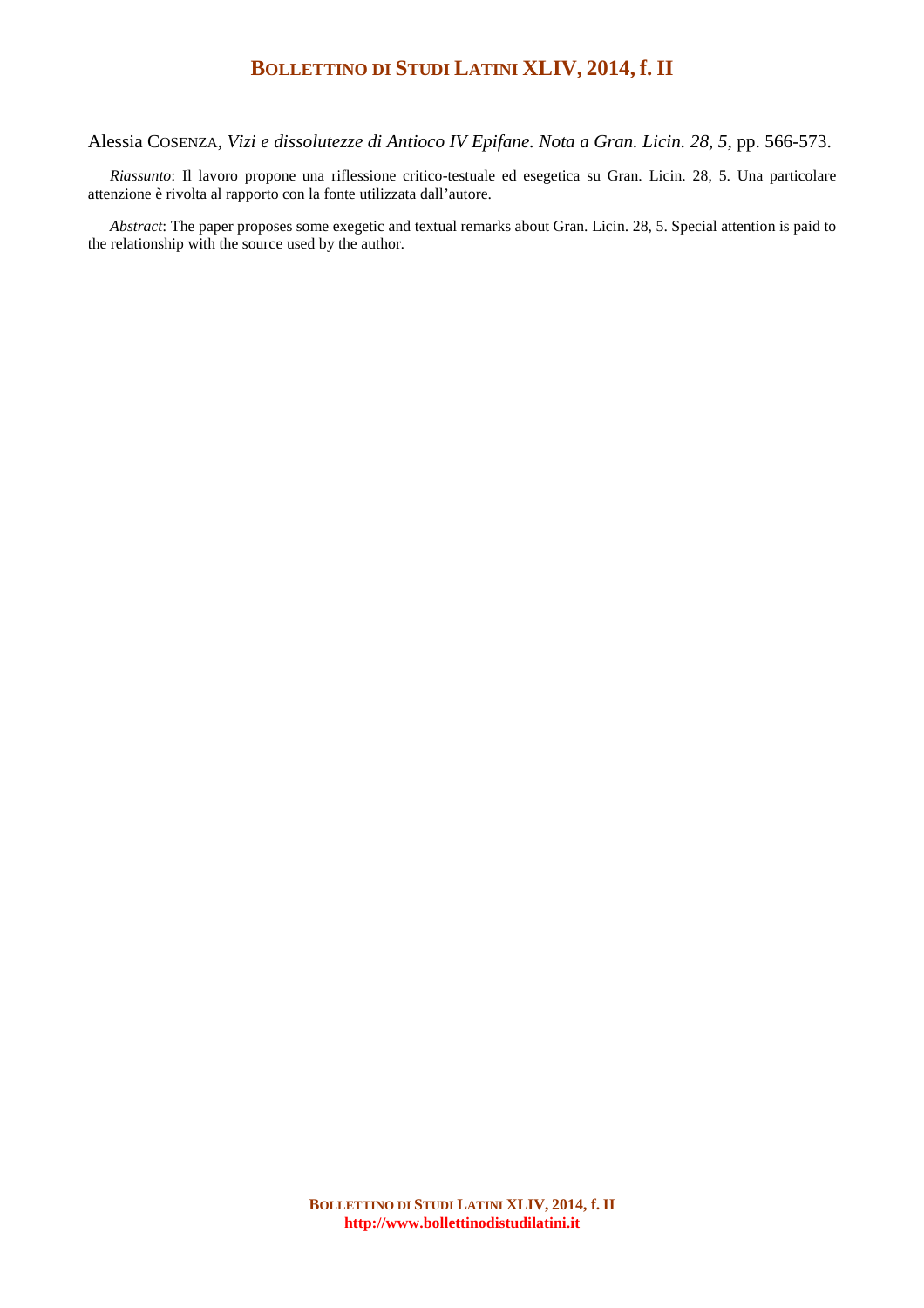Alessia COSENZA, *Vizi e dissolutezze di Antioco IV Epifane. Nota a Gran. Licin. 28, 5*, pp. 566-573.

*Riassunto*: Il lavoro propone una riflessione critico-testuale ed esegetica su Gran. Licin. 28, 5. Una particolare attenzione è rivolta al rapporto con la fonte utilizzata dall'autore.

*Abstract*: The paper proposes some exegetic and textual remarks about Gran. Licin. 28, 5. Special attention is paid to the relationship with the source used by the author.